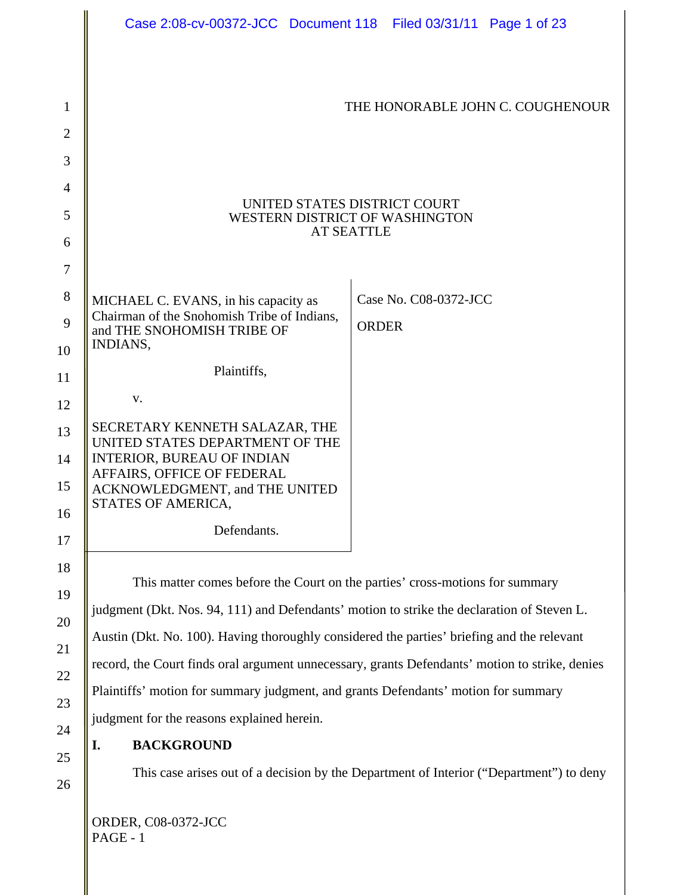THE HONORABLE JOHN C. COUGHENOUR

UNITED STATES DISTRICT COURT
WESTERN DISTRICT OF WASHINGTON
AT SEATTLE

| | |
|---|---|
| MICHAEL C. EVANS, in his capacity as Chairman of the Snohomish Tribe of Indians, and THE SNOHOMISH TRIBE OF INDIANS,<br><br>Plaintiffs,<br><br>v.<br><br>SECRETARY KENNETH SALAZAR, THE UNITED STATES DEPARTMENT OF THE INTERIOR, BUREAU OF INDIAN AFFAIRS, OFFICE OF FEDERAL ACKNOWLEDGMENT, and THE UNITED STATES OF AMERICA,<br><br>Defendants. | Case No. C08-0372-JCC<br><br>ORDER |

This matter comes before the Court on the parties' cross-motions for summary judgment (Dkt. Nos. 94, 111) and Defendants' motion to strike the declaration of Steven L. Austin (Dkt. No. 100). Having thoroughly considered the parties' briefing and the relevant record, the Court finds oral argument unnecessary, grants Defendants' motion to strike, denies Plaintiffs' motion for summary judgment, and grants Defendants' motion for summary judgment for the reasons explained herein.

## I. BACKGROUND

This case arises out of a decision by the Department of Interior ("Department") to deny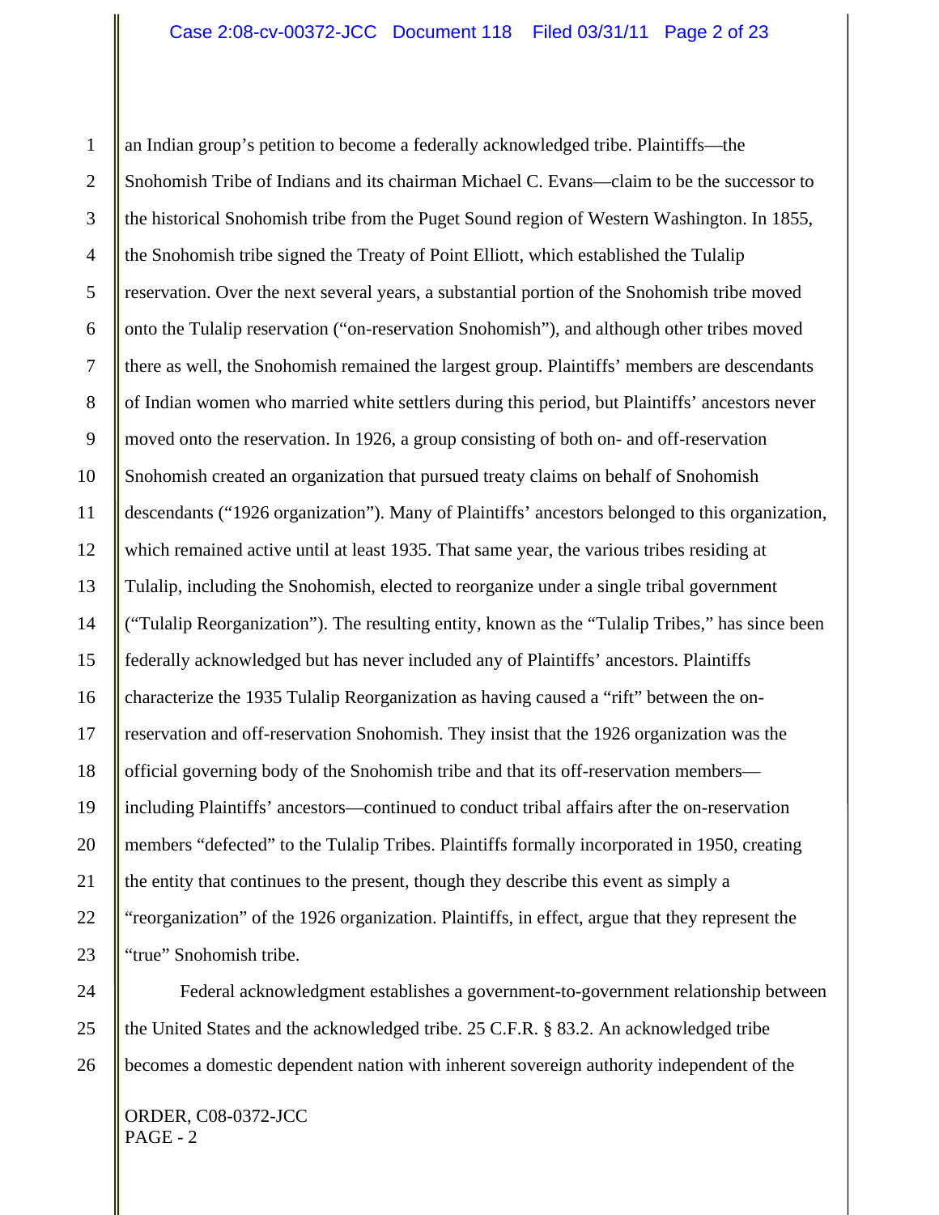an Indian group's petition to become a federally acknowledged tribe. Plaintiffs—the Snohomish Tribe of Indians and its chairman Michael C. Evans—claim to be the successor to the historical Snohomish tribe from the Puget Sound region of Western Washington. In 1855, the Snohomish tribe signed the Treaty of Point Elliott, which established the Tulalip reservation. Over the next several years, a substantial portion of the Snohomish tribe moved onto the Tulalip reservation ("on-reservation Snohomish"), and although other tribes moved there as well, the Snohomish remained the largest group. Plaintiffs' members are descendants of Indian women who married white settlers during this period, but Plaintiffs' ancestors never moved onto the reservation. In 1926, a group consisting of both on- and off-reservation Snohomish created an organization that pursued treaty claims on behalf of Snohomish descendants ("1926 organization"). Many of Plaintiffs' ancestors belonged to this organization, which remained active until at least 1935. That same year, the various tribes residing at Tulalip, including the Snohomish, elected to reorganize under a single tribal government ("Tulalip Reorganization"). The resulting entity, known as the "Tulalip Tribes," has since been federally acknowledged but has never included any of Plaintiffs' ancestors. Plaintiffs characterize the 1935 Tulalip Reorganization as having caused a "rift" between the on-reservation and off-reservation Snohomish. They insist that the 1926 organization was the official governing body of the Snohomish tribe and that its off-reservation members—including Plaintiffs' ancestors—continued to conduct tribal affairs after the on-reservation members "defected" to the Tulalip Tribes. Plaintiffs formally incorporated in 1950, creating the entity that continues to the present, though they describe this event as simply a "reorganization" of the 1926 organization. Plaintiffs, in effect, argue that they represent the "true" Snohomish tribe.

Federal acknowledgment establishes a government-to-government relationship between the United States and the acknowledged tribe. 25 C.F.R. § 83.2. An acknowledged tribe becomes a domestic dependent nation with inherent sovereign authority independent of the

ORDER, C08-0372-JCC
PAGE - 2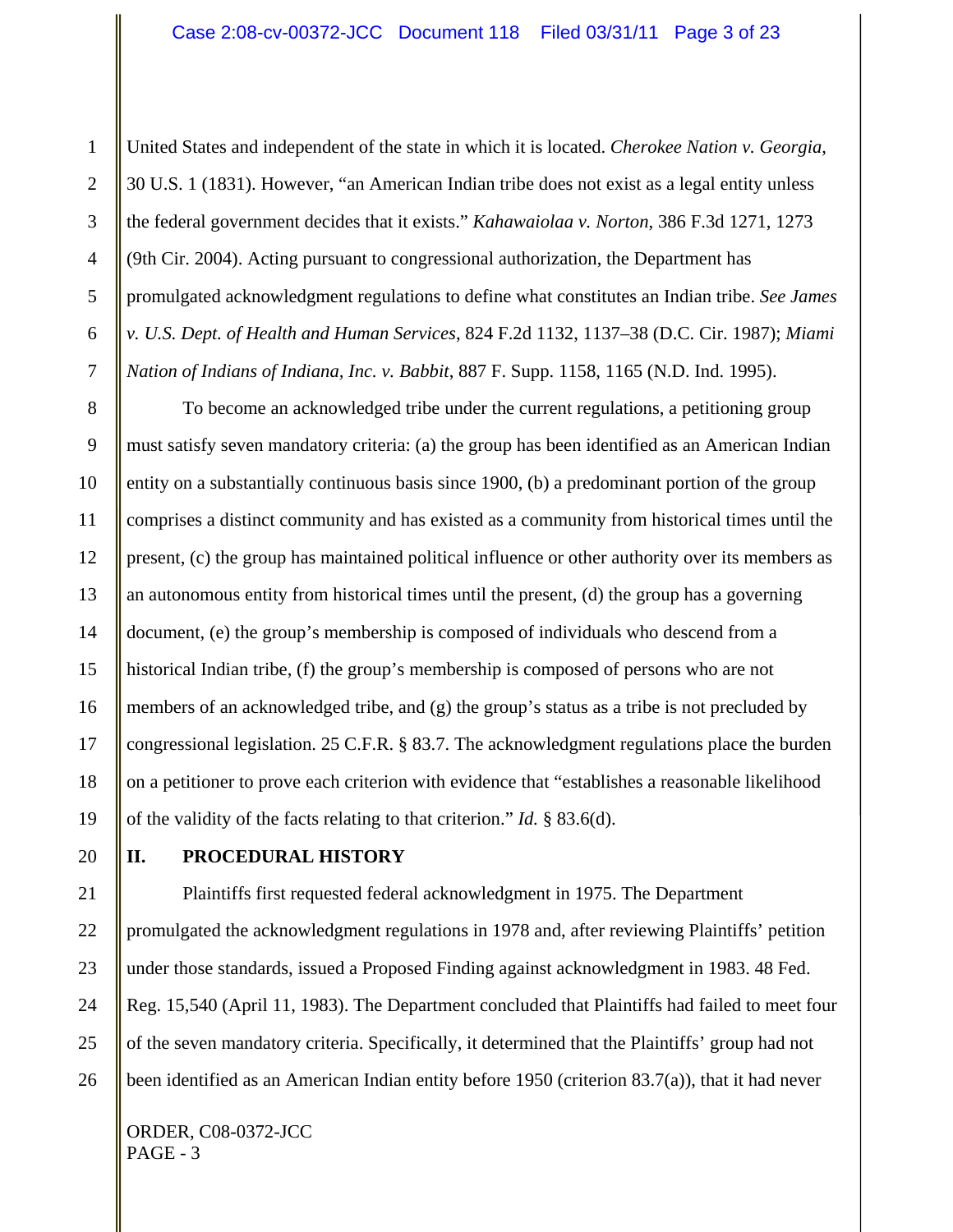United States and independent of the state in which it is located. *Cherokee Nation v. Georgia*, 30 U.S. 1 (1831). However, "an American Indian tribe does not exist as a legal entity unless the federal government decides that it exists." *Kahawaiolaa v. Norton*, 386 F.3d 1271, 1273 (9th Cir. 2004). Acting pursuant to congressional authorization, the Department has promulgated acknowledgment regulations to define what constitutes an Indian tribe. *See James v. U.S. Dept. of Health and Human Services*, 824 F.2d 1132, 1137–38 (D.C. Cir. 1987); *Miami Nation of Indians of Indiana, Inc. v. Babbit*, 887 F. Supp. 1158, 1165 (N.D. Ind. 1995).

To become an acknowledged tribe under the current regulations, a petitioning group must satisfy seven mandatory criteria: (a) the group has been identified as an American Indian entity on a substantially continuous basis since 1900, (b) a predominant portion of the group comprises a distinct community and has existed as a community from historical times until the present, (c) the group has maintained political influence or other authority over its members as an autonomous entity from historical times until the present, (d) the group has a governing document, (e) the group's membership is composed of individuals who descend from a historical Indian tribe, (f) the group's membership is composed of persons who are not members of an acknowledged tribe, and (g) the group's status as a tribe is not precluded by congressional legislation. 25 C.F.R. § 83.7. The acknowledgment regulations place the burden on a petitioner to prove each criterion with evidence that "establishes a reasonable likelihood of the validity of the facts relating to that criterion." *Id.* § 83.6(d).

## II. PROCEDURAL HISTORY

Plaintiffs first requested federal acknowledgment in 1975. The Department promulgated the acknowledgment regulations in 1978 and, after reviewing Plaintiffs' petition under those standards, issued a Proposed Finding against acknowledgment in 1983. 48 Fed. Reg. 15,540 (April 11, 1983). The Department concluded that Plaintiffs had failed to meet four of the seven mandatory criteria. Specifically, it determined that the Plaintiffs' group had not been identified as an American Indian entity before 1950 (criterion 83.7(a)), that it had never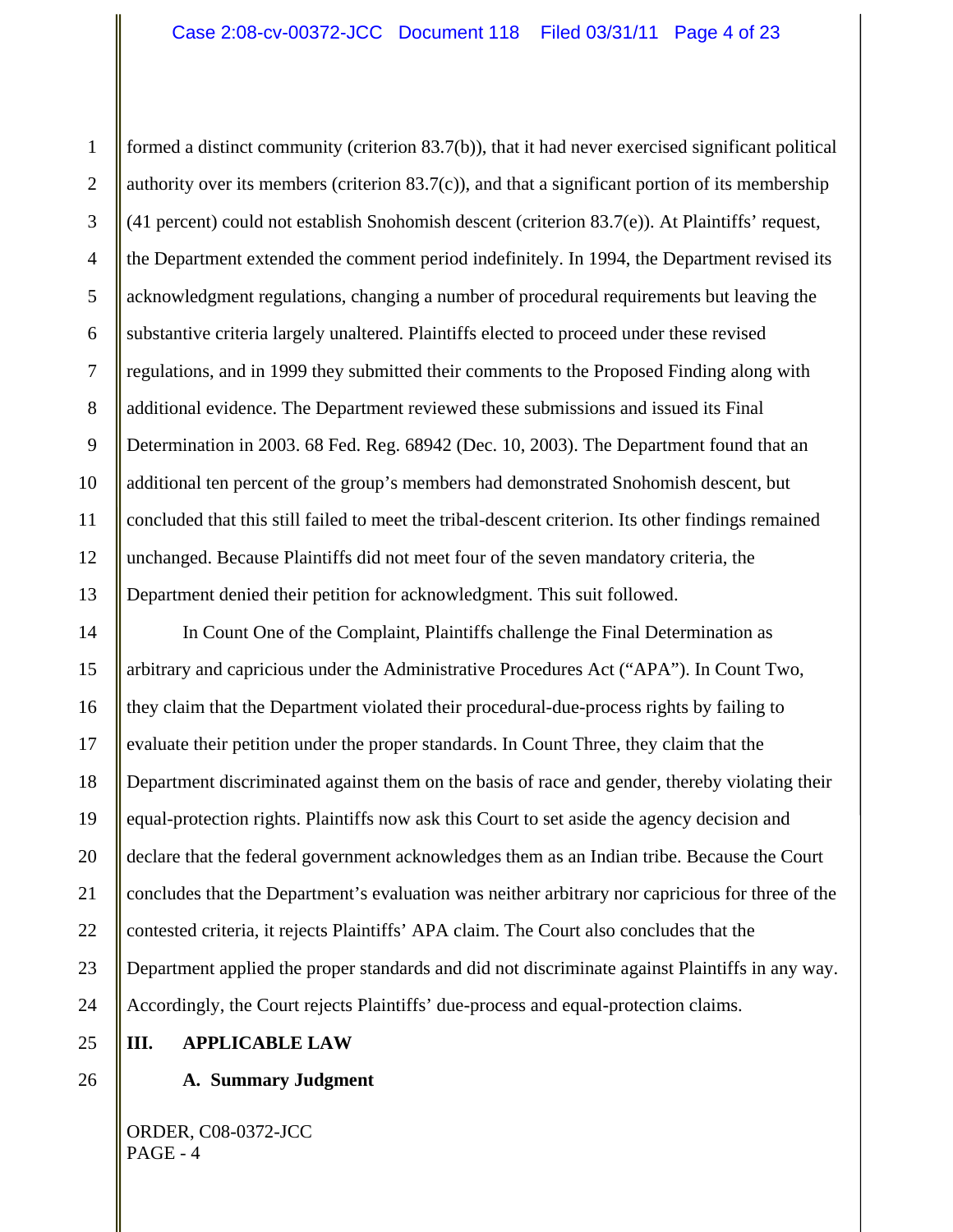formed a distinct community (criterion 83.7(b)), that it had never exercised significant political authority over its members (criterion 83.7(c)), and that a significant portion of its membership (41 percent) could not establish Snohomish descent (criterion 83.7(e)). At Plaintiffs' request, the Department extended the comment period indefinitely. In 1994, the Department revised its acknowledgment regulations, changing a number of procedural requirements but leaving the substantive criteria largely unaltered. Plaintiffs elected to proceed under these revised regulations, and in 1999 they submitted their comments to the Proposed Finding along with additional evidence. The Department reviewed these submissions and issued its Final Determination in 2003. 68 Fed. Reg. 68942 (Dec. 10, 2003). The Department found that an additional ten percent of the group's members had demonstrated Snohomish descent, but concluded that this still failed to meet the tribal-descent criterion. Its other findings remained unchanged. Because Plaintiffs did not meet four of the seven mandatory criteria, the Department denied their petition for acknowledgment. This suit followed.

In Count One of the Complaint, Plaintiffs challenge the Final Determination as arbitrary and capricious under the Administrative Procedures Act ("APA"). In Count Two, they claim that the Department violated their procedural-due-process rights by failing to evaluate their petition under the proper standards. In Count Three, they claim that the Department discriminated against them on the basis of race and gender, thereby violating their equal-protection rights. Plaintiffs now ask this Court to set aside the agency decision and declare that the federal government acknowledges them as an Indian tribe. Because the Court concludes that the Department's evaluation was neither arbitrary nor capricious for three of the contested criteria, it rejects Plaintiffs' APA claim. The Court also concludes that the Department applied the proper standards and did not discriminate against Plaintiffs in any way. Accordingly, the Court rejects Plaintiffs' due-process and equal-protection claims.

## III. APPLICABLE LAW

### A. Summary Judgment

ORDER, C08-0372-JCC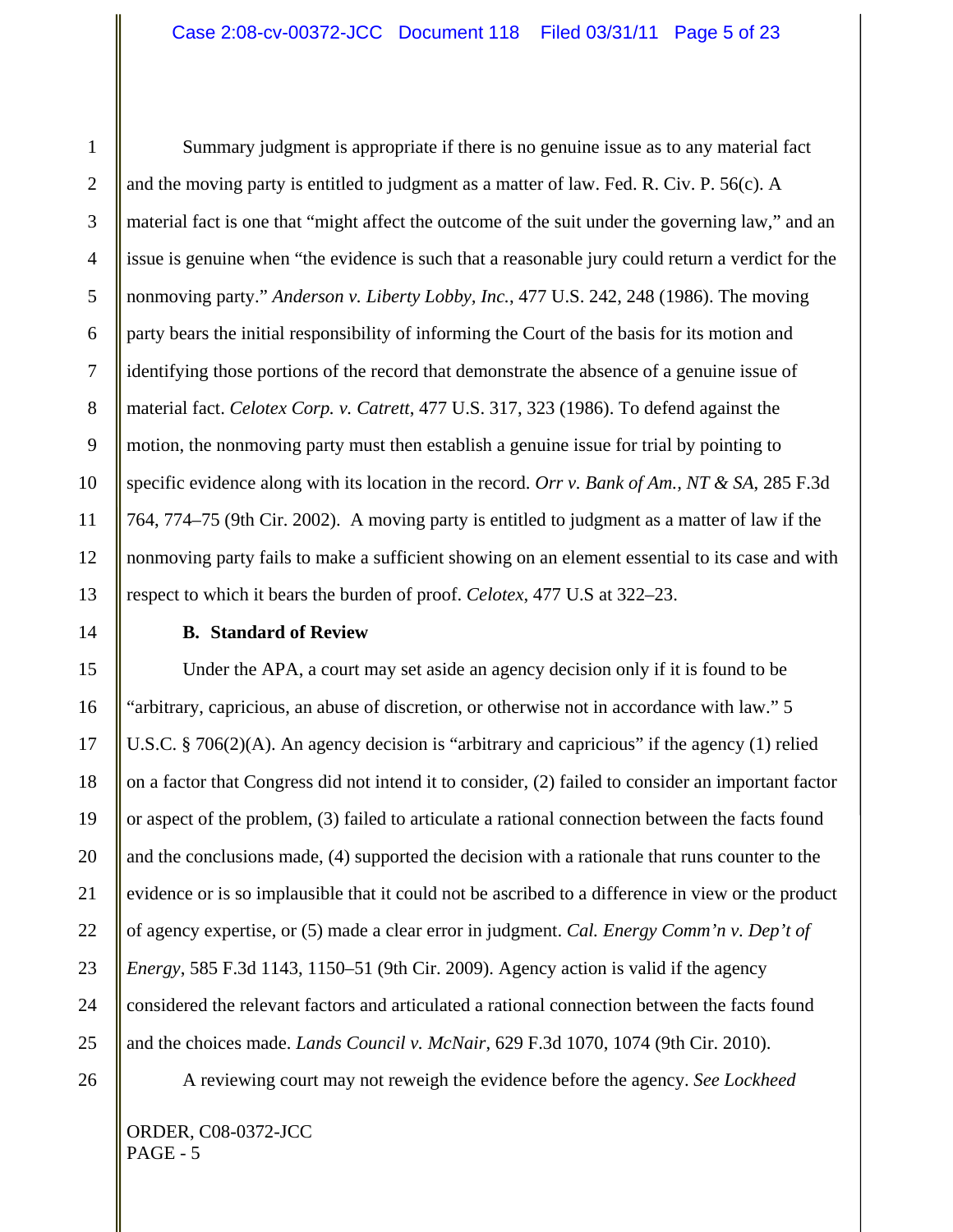Summary judgment is appropriate if there is no genuine issue as to any material fact and the moving party is entitled to judgment as a matter of law. Fed. R. Civ. P. 56(c). A material fact is one that "might affect the outcome of the suit under the governing law," and an issue is genuine when "the evidence is such that a reasonable jury could return a verdict for the nonmoving party." *Anderson v. Liberty Lobby, Inc.*, 477 U.S. 242, 248 (1986). The moving party bears the initial responsibility of informing the Court of the basis for its motion and identifying those portions of the record that demonstrate the absence of a genuine issue of material fact. *Celotex Corp. v. Catrett*, 477 U.S. 317, 323 (1986). To defend against the motion, the nonmoving party must then establish a genuine issue for trial by pointing to specific evidence along with its location in the record. *Orr v. Bank of Am., NT & SA*, 285 F.3d 764, 774–75 (9th Cir. 2002). A moving party is entitled to judgment as a matter of law if the nonmoving party fails to make a sufficient showing on an element essential to its case and with respect to which it bears the burden of proof. *Celotex*, 477 U.S at 322–23.

**B. Standard of Review**

Under the APA, a court may set aside an agency decision only if it is found to be "arbitrary, capricious, an abuse of discretion, or otherwise not in accordance with law." 5 U.S.C. § 706(2)(A). An agency decision is "arbitrary and capricious" if the agency (1) relied on a factor that Congress did not intend it to consider, (2) failed to consider an important factor or aspect of the problem, (3) failed to articulate a rational connection between the facts found and the conclusions made, (4) supported the decision with a rationale that runs counter to the evidence or is so implausible that it could not be ascribed to a difference in view or the product of agency expertise, or (5) made a clear error in judgment. *Cal. Energy Comm'n v. Dep't of Energy*, 585 F.3d 1143, 1150–51 (9th Cir. 2009). Agency action is valid if the agency considered the relevant factors and articulated a rational connection between the facts found and the choices made. *Lands Council v. McNair*, 629 F.3d 1070, 1074 (9th Cir. 2010).

A reviewing court may not reweigh the evidence before the agency. *See Lockheed*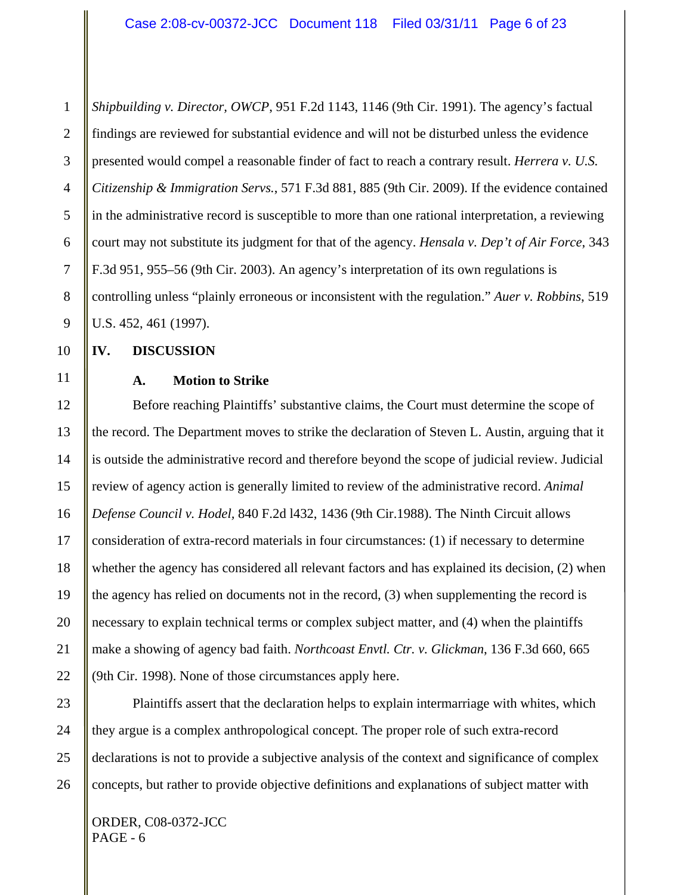*Shipbuilding v. Director, OWCP*, 951 F.2d 1143, 1146 (9th Cir. 1991). The agency's factual findings are reviewed for substantial evidence and will not be disturbed unless the evidence presented would compel a reasonable finder of fact to reach a contrary result. *Herrera v. U.S. Citizenship & Immigration Servs.*, 571 F.3d 881, 885 (9th Cir. 2009). If the evidence contained in the administrative record is susceptible to more than one rational interpretation, a reviewing court may not substitute its judgment for that of the agency. *Hensala v. Dep't of Air Force*, 343 F.3d 951, 955–56 (9th Cir. 2003). An agency's interpretation of its own regulations is controlling unless "plainly erroneous or inconsistent with the regulation." *Auer v. Robbins*, 519 U.S. 452, 461 (1997).

## IV. DISCUSSION

### A. Motion to Strike

Before reaching Plaintiffs' substantive claims, the Court must determine the scope of the record. The Department moves to strike the declaration of Steven L. Austin, arguing that it is outside the administrative record and therefore beyond the scope of judicial review. Judicial review of agency action is generally limited to review of the administrative record. *Animal Defense Council v. Hodel*, 840 F.2d l432, 1436 (9th Cir.1988). The Ninth Circuit allows consideration of extra-record materials in four circumstances: (1) if necessary to determine whether the agency has considered all relevant factors and has explained its decision, (2) when the agency has relied on documents not in the record, (3) when supplementing the record is necessary to explain technical terms or complex subject matter, and (4) when the plaintiffs make a showing of agency bad faith. *Northcoast Envtl. Ctr. v. Glickman*, 136 F.3d 660, 665 (9th Cir. 1998). None of those circumstances apply here.

Plaintiffs assert that the declaration helps to explain intermarriage with whites, which they argue is a complex anthropological concept. The proper role of such extra-record declarations is not to provide a subjective analysis of the context and significance of complex concepts, but rather to provide objective definitions and explanations of subject matter with

ORDER, C08-0372-JCC
PAGE - 6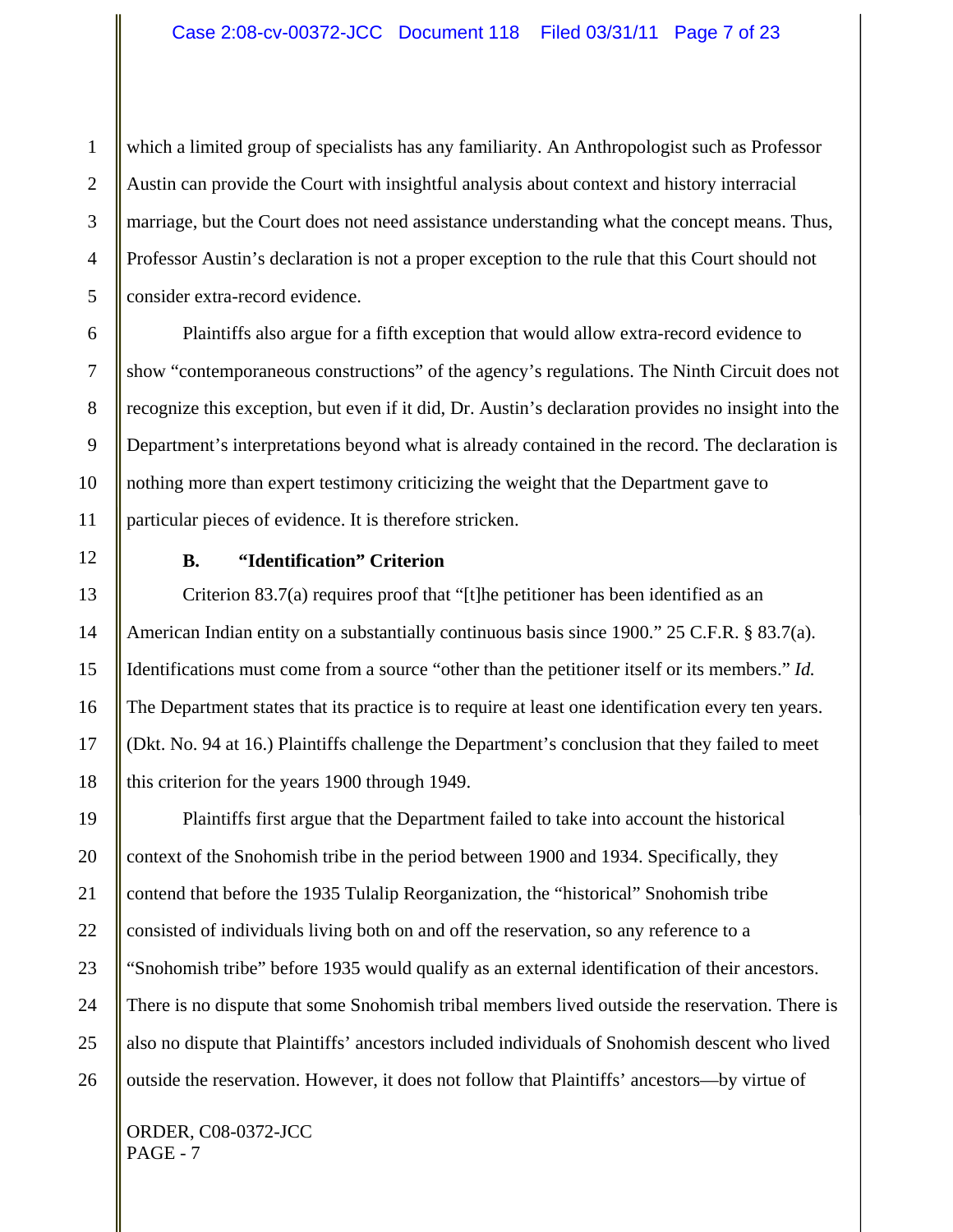which a limited group of specialists has any familiarity. An Anthropologist such as Professor Austin can provide the Court with insightful analysis about context and history interracial marriage, but the Court does not need assistance understanding what the concept means. Thus, Professor Austin's declaration is not a proper exception to the rule that this Court should not consider extra-record evidence.

Plaintiffs also argue for a fifth exception that would allow extra-record evidence to show "contemporaneous constructions" of the agency's regulations. The Ninth Circuit does not recognize this exception, but even if it did, Dr. Austin's declaration provides no insight into the Department's interpretations beyond what is already contained in the record. The declaration is nothing more than expert testimony criticizing the weight that the Department gave to particular pieces of evidence. It is therefore stricken.

### B. "Identification" Criterion

Criterion 83.7(a) requires proof that "[t]he petitioner has been identified as an American Indian entity on a substantially continuous basis since 1900." 25 C.F.R. § 83.7(a). Identifications must come from a source "other than the petitioner itself or its members." *Id.* The Department states that its practice is to require at least one identification every ten years. (Dkt. No. 94 at 16.) Plaintiffs challenge the Department's conclusion that they failed to meet this criterion for the years 1900 through 1949.

Plaintiffs first argue that the Department failed to take into account the historical context of the Snohomish tribe in the period between 1900 and 1934. Specifically, they contend that before the 1935 Tulalip Reorganization, the "historical" Snohomish tribe consisted of individuals living both on and off the reservation, so any reference to a "Snohomish tribe" before 1935 would qualify as an external identification of their ancestors. There is no dispute that some Snohomish tribal members lived outside the reservation. There is also no dispute that Plaintiffs' ancestors included individuals of Snohomish descent who lived outside the reservation. However, it does not follow that Plaintiffs' ancestors—by virtue of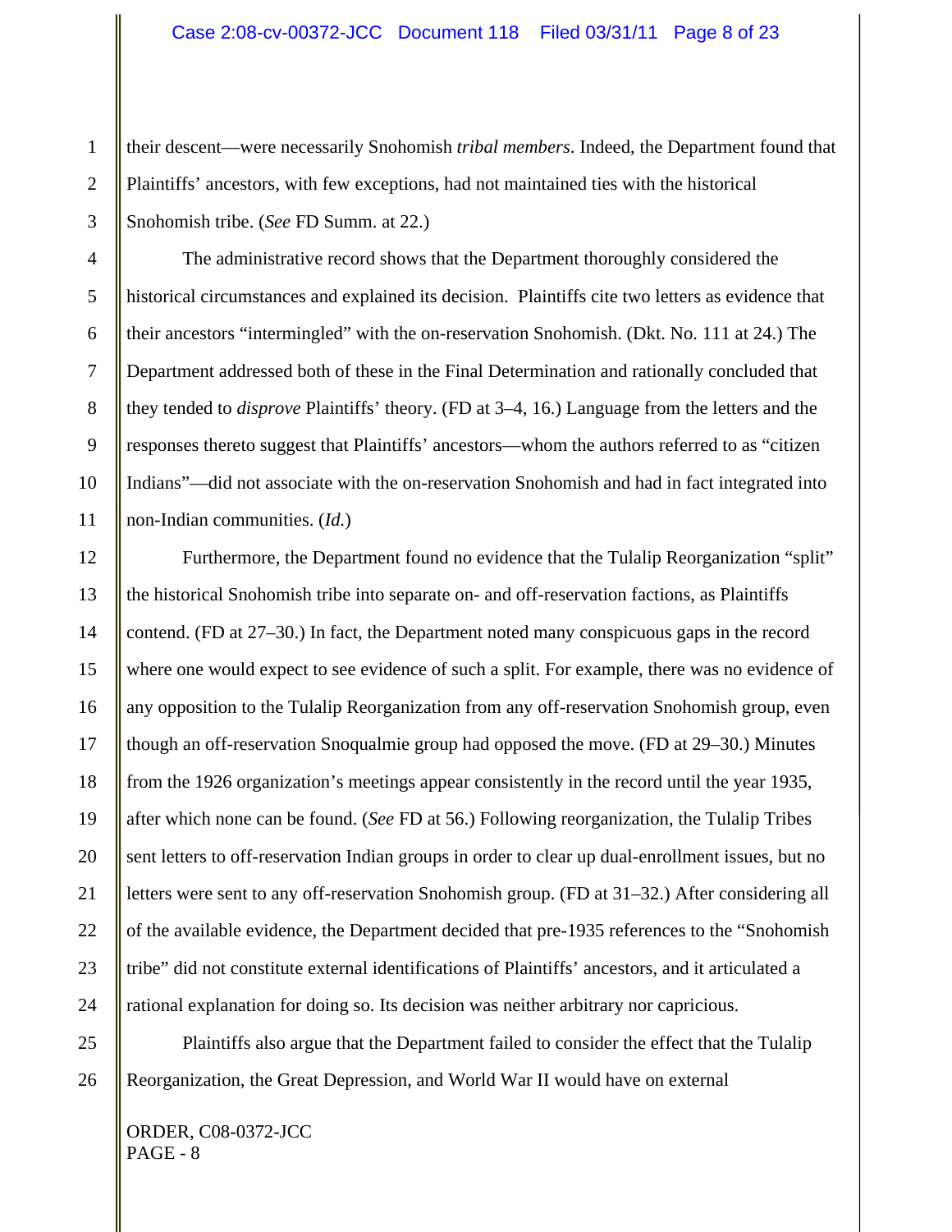their descent—were necessarily Snohomish *tribal members*. Indeed, the Department found that Plaintiffs' ancestors, with few exceptions, had not maintained ties with the historical Snohomish tribe. (*See* FD Summ. at 22.)

The administrative record shows that the Department thoroughly considered the historical circumstances and explained its decision. Plaintiffs cite two letters as evidence that their ancestors "intermingled" with the on-reservation Snohomish. (Dkt. No. 111 at 24.) The Department addressed both of these in the Final Determination and rationally concluded that they tended to *disprove* Plaintiffs' theory. (FD at 3–4, 16.) Language from the letters and the responses thereto suggest that Plaintiffs' ancestors—whom the authors referred to as "citizen Indians"—did not associate with the on-reservation Snohomish and had in fact integrated into non-Indian communities. (*Id.*)

Furthermore, the Department found no evidence that the Tulalip Reorganization "split" the historical Snohomish tribe into separate on- and off-reservation factions, as Plaintiffs contend. (FD at 27–30.) In fact, the Department noted many conspicuous gaps in the record where one would expect to see evidence of such a split. For example, there was no evidence of any opposition to the Tulalip Reorganization from any off-reservation Snohomish group, even though an off-reservation Snoqualmie group had opposed the move. (FD at 29–30.) Minutes from the 1926 organization's meetings appear consistently in the record until the year 1935, after which none can be found. (*See* FD at 56.) Following reorganization, the Tulalip Tribes sent letters to off-reservation Indian groups in order to clear up dual-enrollment issues, but no letters were sent to any off-reservation Snohomish group. (FD at 31–32.) After considering all of the available evidence, the Department decided that pre-1935 references to the "Snohomish tribe" did not constitute external identifications of Plaintiffs' ancestors, and it articulated a rational explanation for doing so. Its decision was neither arbitrary nor capricious.

Plaintiffs also argue that the Department failed to consider the effect that the Tulalip Reorganization, the Great Depression, and World War II would have on external

ORDER, C08-0372-JCC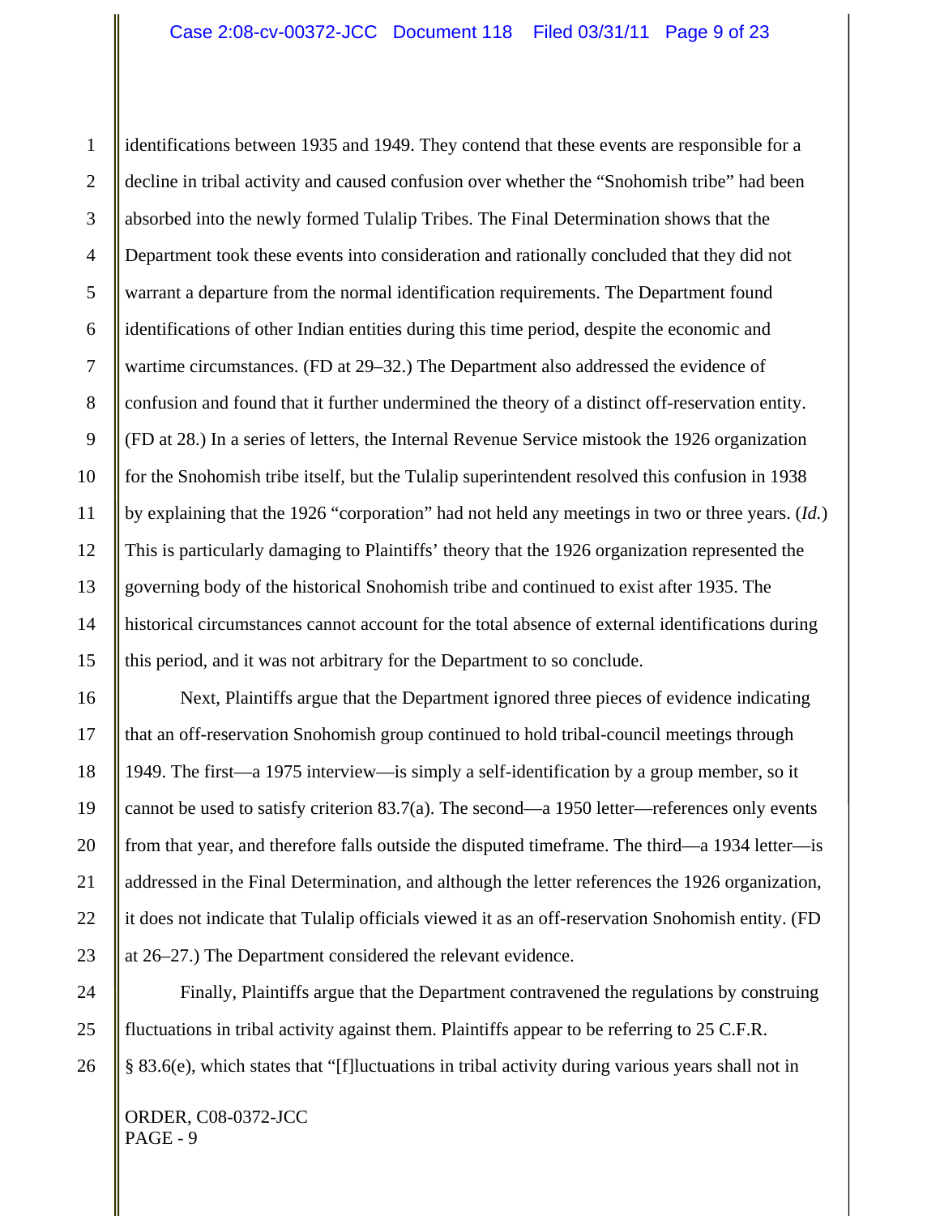identifications between 1935 and 1949. They contend that these events are responsible for a decline in tribal activity and caused confusion over whether the "Snohomish tribe" had been absorbed into the newly formed Tulalip Tribes. The Final Determination shows that the Department took these events into consideration and rationally concluded that they did not warrant a departure from the normal identification requirements. The Department found identifications of other Indian entities during this time period, despite the economic and wartime circumstances. (FD at 29–32.) The Department also addressed the evidence of confusion and found that it further undermined the theory of a distinct off-reservation entity. (FD at 28.) In a series of letters, the Internal Revenue Service mistook the 1926 organization for the Snohomish tribe itself, but the Tulalip superintendent resolved this confusion in 1938 by explaining that the 1926 "corporation" had not held any meetings in two or three years. (*Id.*) This is particularly damaging to Plaintiffs' theory that the 1926 organization represented the governing body of the historical Snohomish tribe and continued to exist after 1935. The historical circumstances cannot account for the total absence of external identifications during this period, and it was not arbitrary for the Department to so conclude.

Next, Plaintiffs argue that the Department ignored three pieces of evidence indicating that an off-reservation Snohomish group continued to hold tribal-council meetings through 1949. The first—a 1975 interview—is simply a self-identification by a group member, so it cannot be used to satisfy criterion 83.7(a). The second—a 1950 letter—references only events from that year, and therefore falls outside the disputed timeframe. The third—a 1934 letter—is addressed in the Final Determination, and although the letter references the 1926 organization, it does not indicate that Tulalip officials viewed it as an off-reservation Snohomish entity. (FD at 26–27.) The Department considered the relevant evidence.

Finally, Plaintiffs argue that the Department contravened the regulations by construing fluctuations in tribal activity against them. Plaintiffs appear to be referring to 25 C.F.R. § 83.6(e), which states that "[f]luctuations in tribal activity during various years shall not in

ORDER, C08-0372-JCC
PAGE - 9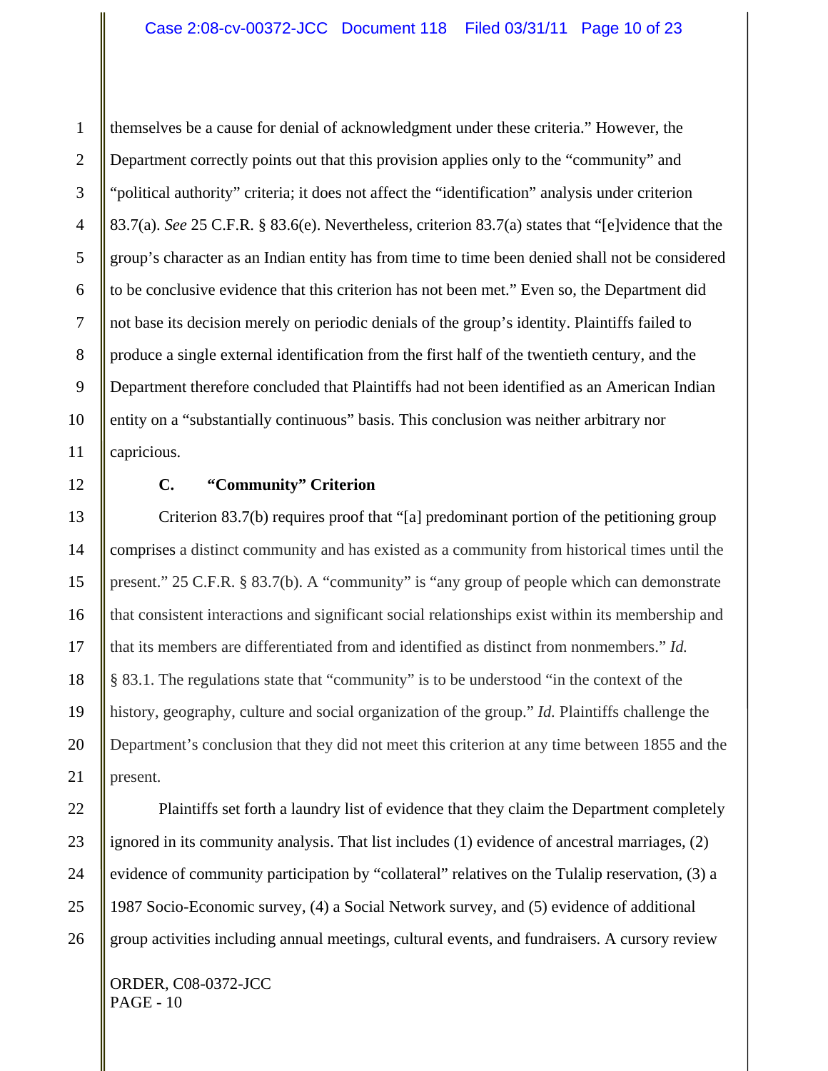themselves be a cause for denial of acknowledgment under these criteria." However, the Department correctly points out that this provision applies only to the "community" and "political authority" criteria; it does not affect the "identification" analysis under criterion 83.7(a). *See* 25 C.F.R. § 83.6(e). Nevertheless, criterion 83.7(a) states that "[e]vidence that the group's character as an Indian entity has from time to time been denied shall not be considered to be conclusive evidence that this criterion has not been met." Even so, the Department did not base its decision merely on periodic denials of the group's identity. Plaintiffs failed to produce a single external identification from the first half of the twentieth century, and the Department therefore concluded that Plaintiffs had not been identified as an American Indian entity on a "substantially continuous" basis. This conclusion was neither arbitrary nor capricious.

### C. "Community" Criterion

Criterion 83.7(b) requires proof that "[a] predominant portion of the petitioning group comprises a distinct community and has existed as a community from historical times until the present." 25 C.F.R. § 83.7(b). A "community" is "any group of people which can demonstrate that consistent interactions and significant social relationships exist within its membership and that its members are differentiated from and identified as distinct from nonmembers." *Id.* § 83.1. The regulations state that "community" is to be understood "in the context of the history, geography, culture and social organization of the group." *Id.* Plaintiffs challenge the Department's conclusion that they did not meet this criterion at any time between 1855 and the present.

Plaintiffs set forth a laundry list of evidence that they claim the Department completely ignored in its community analysis. That list includes (1) evidence of ancestral marriages, (2) evidence of community participation by "collateral" relatives on the Tulalip reservation, (3) a 1987 Socio-Economic survey, (4) a Social Network survey, and (5) evidence of additional group activities including annual meetings, cultural events, and fundraisers. A cursory review

ORDER, C08-0372-JCC
PAGE - 10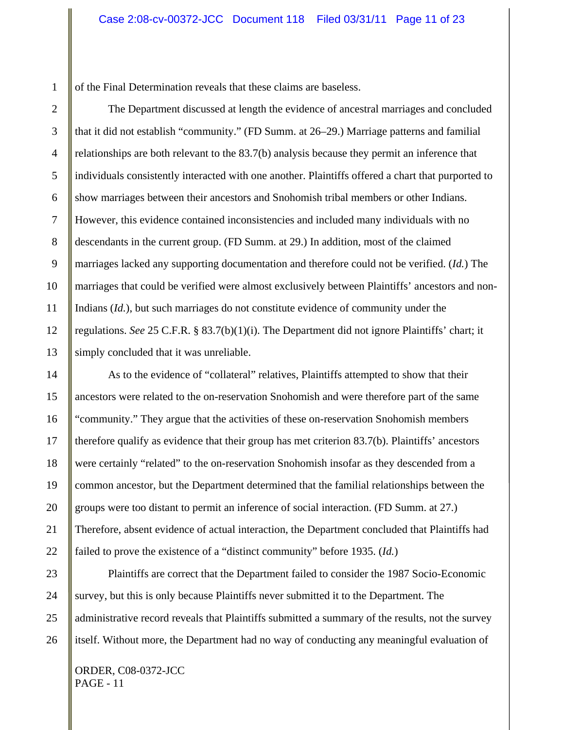of the Final Determination reveals that these claims are baseless.

The Department discussed at length the evidence of ancestral marriages and concluded that it did not establish "community." (FD Summ. at 26–29.) Marriage patterns and familial relationships are both relevant to the 83.7(b) analysis because they permit an inference that individuals consistently interacted with one another. Plaintiffs offered a chart that purported to show marriages between their ancestors and Snohomish tribal members or other Indians. However, this evidence contained inconsistencies and included many individuals with no descendants in the current group. (FD Summ. at 29.) In addition, most of the claimed marriages lacked any supporting documentation and therefore could not be verified. (*Id.*) The marriages that could be verified were almost exclusively between Plaintiffs' ancestors and non-Indians (*Id.*), but such marriages do not constitute evidence of community under the regulations. *See* 25 C.F.R. § 83.7(b)(1)(i). The Department did not ignore Plaintiffs' chart; it simply concluded that it was unreliable.

As to the evidence of "collateral" relatives, Plaintiffs attempted to show that their ancestors were related to the on-reservation Snohomish and were therefore part of the same "community." They argue that the activities of these on-reservation Snohomish members therefore qualify as evidence that their group has met criterion 83.7(b). Plaintiffs' ancestors were certainly "related" to the on-reservation Snohomish insofar as they descended from a common ancestor, but the Department determined that the familial relationships between the groups were too distant to permit an inference of social interaction. (FD Summ. at 27.) Therefore, absent evidence of actual interaction, the Department concluded that Plaintiffs had failed to prove the existence of a "distinct community" before 1935. (*Id.*)

Plaintiffs are correct that the Department failed to consider the 1987 Socio-Economic survey, but this is only because Plaintiffs never submitted it to the Department. The administrative record reveals that Plaintiffs submitted a summary of the results, not the survey itself. Without more, the Department had no way of conducting any meaningful evaluation of

ORDER, C08-0372-JCC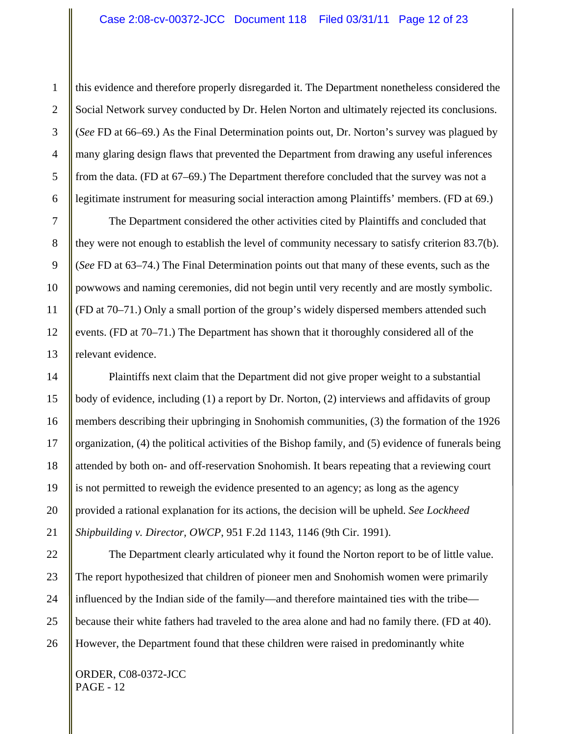this evidence and therefore properly disregarded it. The Department nonetheless considered the Social Network survey conducted by Dr. Helen Norton and ultimately rejected its conclusions. (*See* FD at 66–69.) As the Final Determination points out, Dr. Norton's survey was plagued by many glaring design flaws that prevented the Department from drawing any useful inferences from the data. (FD at 67–69.) The Department therefore concluded that the survey was not a legitimate instrument for measuring social interaction among Plaintiffs' members. (FD at 69.)

The Department considered the other activities cited by Plaintiffs and concluded that they were not enough to establish the level of community necessary to satisfy criterion 83.7(b). (*See* FD at 63–74.) The Final Determination points out that many of these events, such as the powwows and naming ceremonies, did not begin until very recently and are mostly symbolic. (FD at 70–71.) Only a small portion of the group's widely dispersed members attended such events. (FD at 70–71.) The Department has shown that it thoroughly considered all of the relevant evidence.

Plaintiffs next claim that the Department did not give proper weight to a substantial body of evidence, including (1) a report by Dr. Norton, (2) interviews and affidavits of group members describing their upbringing in Snohomish communities, (3) the formation of the 1926 organization, (4) the political activities of the Bishop family, and (5) evidence of funerals being attended by both on- and off-reservation Snohomish. It bears repeating that a reviewing court is not permitted to reweigh the evidence presented to an agency; as long as the agency provided a rational explanation for its actions, the decision will be upheld. *See Lockheed Shipbuilding v. Director, OWCP*, 951 F.2d 1143, 1146 (9th Cir. 1991).

The Department clearly articulated why it found the Norton report to be of little value. The report hypothesized that children of pioneer men and Snohomish women were primarily influenced by the Indian side of the family—and therefore maintained ties with the tribe—because their white fathers had traveled to the area alone and had no family there. (FD at 40). However, the Department found that these children were raised in predominantly white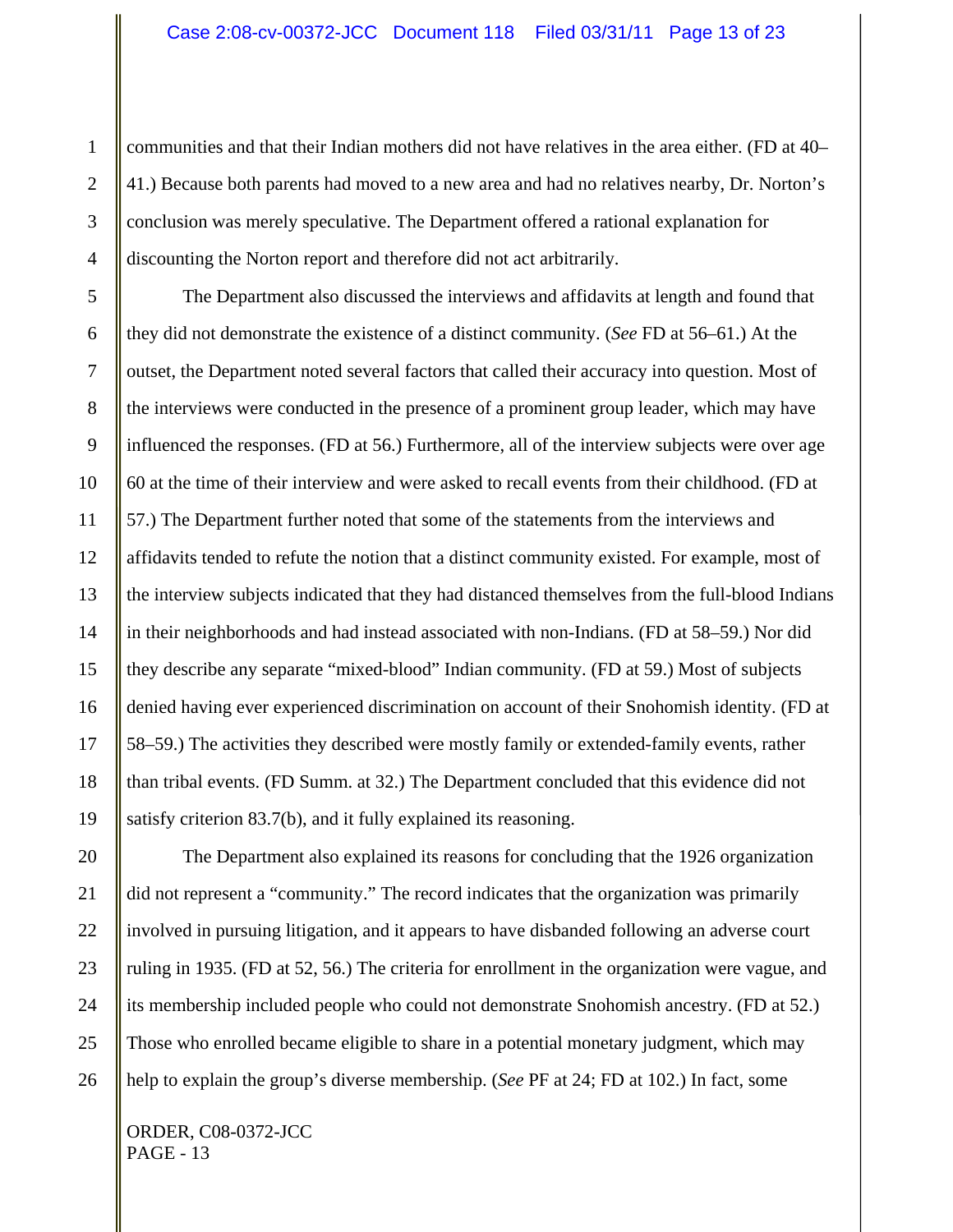communities and that their Indian mothers did not have relatives in the area either. (FD at 40–41.) Because both parents had moved to a new area and had no relatives nearby, Dr. Norton's conclusion was merely speculative. The Department offered a rational explanation for discounting the Norton report and therefore did not act arbitrarily.

The Department also discussed the interviews and affidavits at length and found that they did not demonstrate the existence of a distinct community. (*See* FD at 56–61.) At the outset, the Department noted several factors that called their accuracy into question. Most of the interviews were conducted in the presence of a prominent group leader, which may have influenced the responses. (FD at 56.) Furthermore, all of the interview subjects were over age 60 at the time of their interview and were asked to recall events from their childhood. (FD at 57.) The Department further noted that some of the statements from the interviews and affidavits tended to refute the notion that a distinct community existed. For example, most of the interview subjects indicated that they had distanced themselves from the full-blood Indians in their neighborhoods and had instead associated with non-Indians. (FD at 58–59.) Nor did they describe any separate "mixed-blood" Indian community. (FD at 59.) Most of subjects denied having ever experienced discrimination on account of their Snohomish identity. (FD at 58–59.) The activities they described were mostly family or extended-family events, rather than tribal events. (FD Summ. at 32.) The Department concluded that this evidence did not satisfy criterion 83.7(b), and it fully explained its reasoning.

The Department also explained its reasons for concluding that the 1926 organization did not represent a "community." The record indicates that the organization was primarily involved in pursuing litigation, and it appears to have disbanded following an adverse court ruling in 1935. (FD at 52, 56.) The criteria for enrollment in the organization were vague, and its membership included people who could not demonstrate Snohomish ancestry. (FD at 52.) Those who enrolled became eligible to share in a potential monetary judgment, which may help to explain the group's diverse membership. (*See* PF at 24; FD at 102.) In fact, some

ORDER, C08-0372-JCC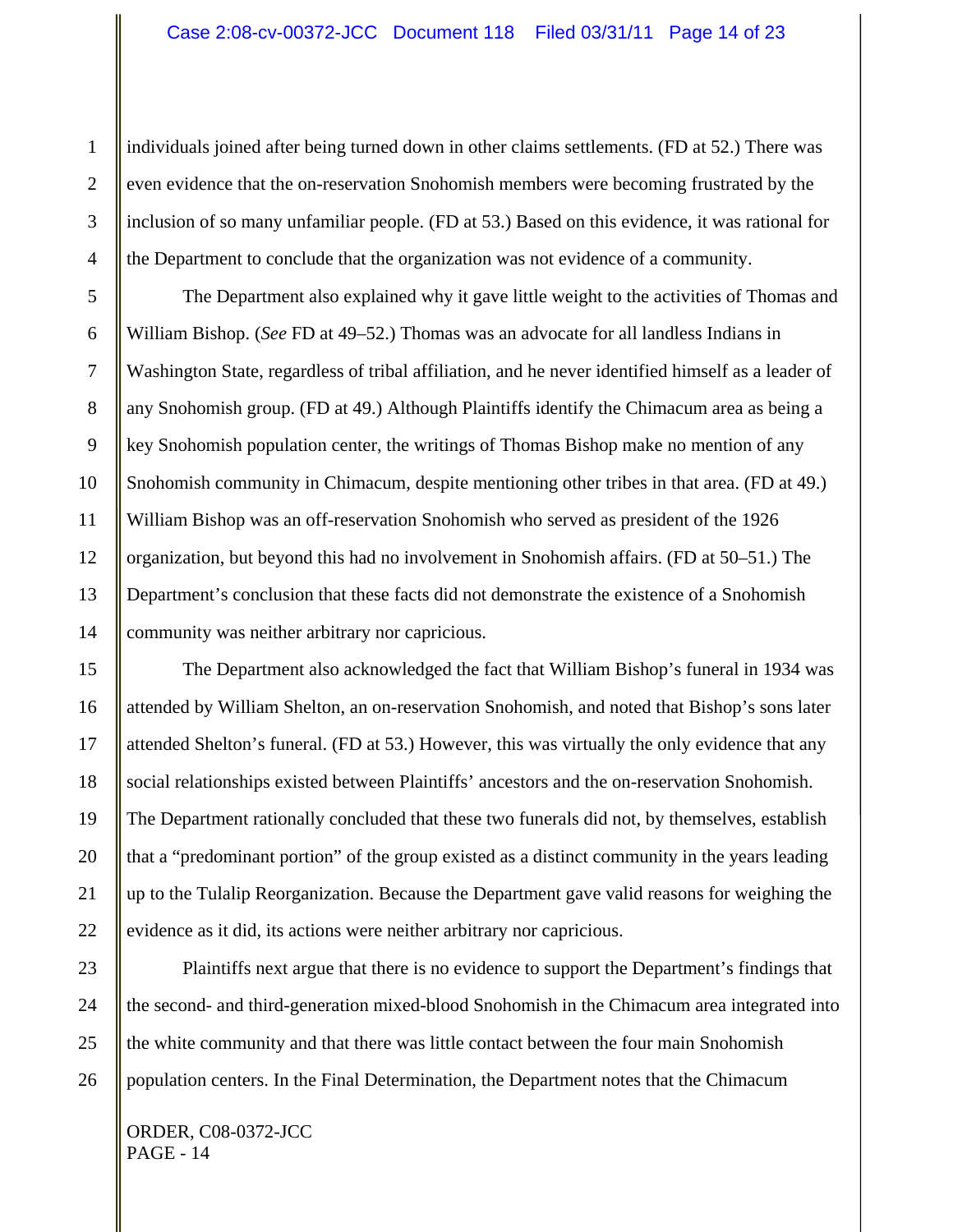individuals joined after being turned down in other claims settlements. (FD at 52.) There was even evidence that the on-reservation Snohomish members were becoming frustrated by the inclusion of so many unfamiliar people. (FD at 53.) Based on this evidence, it was rational for the Department to conclude that the organization was not evidence of a community.

The Department also explained why it gave little weight to the activities of Thomas and William Bishop. (*See* FD at 49–52.) Thomas was an advocate for all landless Indians in Washington State, regardless of tribal affiliation, and he never identified himself as a leader of any Snohomish group. (FD at 49.) Although Plaintiffs identify the Chimacum area as being a key Snohomish population center, the writings of Thomas Bishop make no mention of any Snohomish community in Chimacum, despite mentioning other tribes in that area. (FD at 49.) William Bishop was an off-reservation Snohomish who served as president of the 1926 organization, but beyond this had no involvement in Snohomish affairs. (FD at 50–51.) The Department's conclusion that these facts did not demonstrate the existence of a Snohomish community was neither arbitrary nor capricious.

The Department also acknowledged the fact that William Bishop's funeral in 1934 was attended by William Shelton, an on-reservation Snohomish, and noted that Bishop's sons later attended Shelton's funeral. (FD at 53.) However, this was virtually the only evidence that any social relationships existed between Plaintiffs' ancestors and the on-reservation Snohomish. The Department rationally concluded that these two funerals did not, by themselves, establish that a "predominant portion" of the group existed as a distinct community in the years leading up to the Tulalip Reorganization. Because the Department gave valid reasons for weighing the evidence as it did, its actions were neither arbitrary nor capricious.

Plaintiffs next argue that there is no evidence to support the Department's findings that the second- and third-generation mixed-blood Snohomish in the Chimacum area integrated into the white community and that there was little contact between the four main Snohomish population centers. In the Final Determination, the Department notes that the Chimacum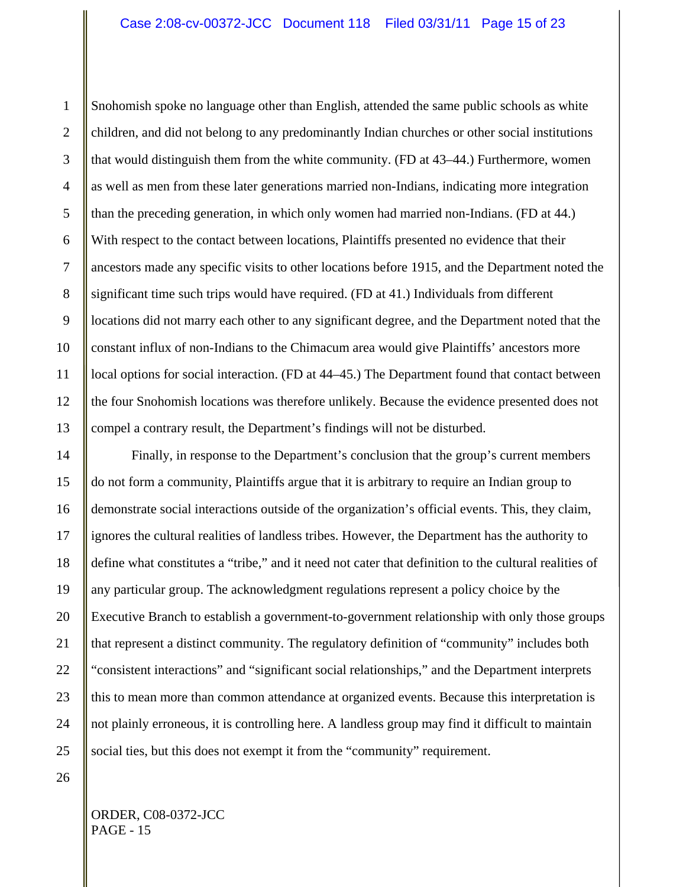Snohomish spoke no language other than English, attended the same public schools as white children, and did not belong to any predominantly Indian churches or other social institutions that would distinguish them from the white community. (FD at 43–44.) Furthermore, women as well as men from these later generations married non-Indians, indicating more integration than the preceding generation, in which only women had married non-Indians. (FD at 44.) With respect to the contact between locations, Plaintiffs presented no evidence that their ancestors made any specific visits to other locations before 1915, and the Department noted the significant time such trips would have required. (FD at 41.) Individuals from different locations did not marry each other to any significant degree, and the Department noted that the constant influx of non-Indians to the Chimacum area would give Plaintiffs' ancestors more local options for social interaction. (FD at 44–45.) The Department found that contact between the four Snohomish locations was therefore unlikely. Because the evidence presented does not compel a contrary result, the Department's findings will not be disturbed.

Finally, in response to the Department's conclusion that the group's current members do not form a community, Plaintiffs argue that it is arbitrary to require an Indian group to demonstrate social interactions outside of the organization's official events. This, they claim, ignores the cultural realities of landless tribes. However, the Department has the authority to define what constitutes a "tribe," and it need not cater that definition to the cultural realities of any particular group. The acknowledgment regulations represent a policy choice by the Executive Branch to establish a government-to-government relationship with only those groups that represent a distinct community. The regulatory definition of "community" includes both "consistent interactions" and "significant social relationships," and the Department interprets this to mean more than common attendance at organized events. Because this interpretation is not plainly erroneous, it is controlling here. A landless group may find it difficult to maintain social ties, but this does not exempt it from the "community" requirement.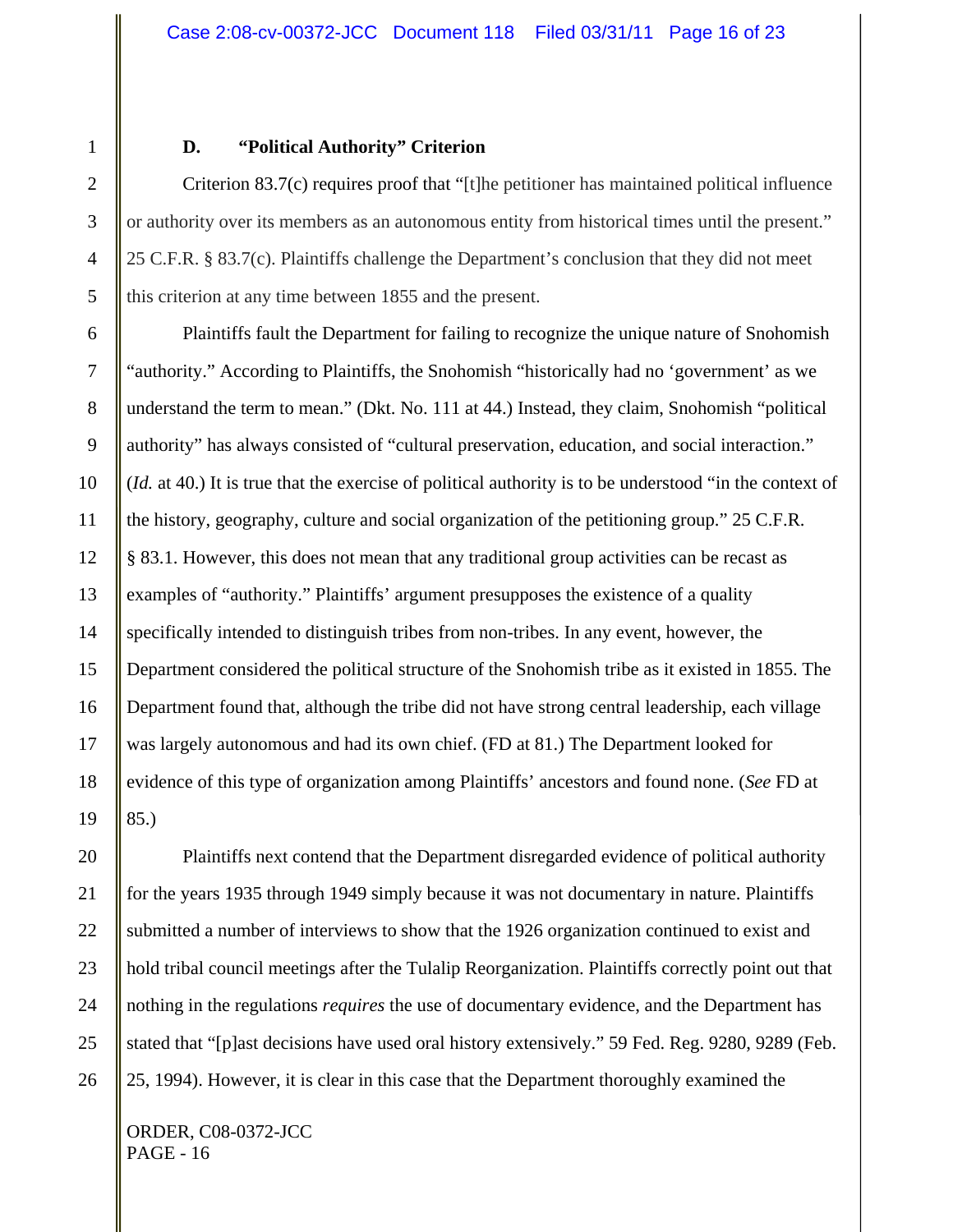### D. "Political Authority" Criterion

Criterion 83.7(c) requires proof that "[t]he petitioner has maintained political influence or authority over its members as an autonomous entity from historical times until the present." 25 C.F.R. § 83.7(c). Plaintiffs challenge the Department's conclusion that they did not meet this criterion at any time between 1855 and the present.

Plaintiffs fault the Department for failing to recognize the unique nature of Snohomish "authority." According to Plaintiffs, the Snohomish "historically had no 'government' as we understand the term to mean." (Dkt. No. 111 at 44.) Instead, they claim, Snohomish "political authority" has always consisted of "cultural preservation, education, and social interaction." (*Id.* at 40.) It is true that the exercise of political authority is to be understood "in the context of the history, geography, culture and social organization of the petitioning group." 25 C.F.R. § 83.1. However, this does not mean that any traditional group activities can be recast as examples of "authority." Plaintiffs' argument presupposes the existence of a quality specifically intended to distinguish tribes from non-tribes. In any event, however, the Department considered the political structure of the Snohomish tribe as it existed in 1855. The Department found that, although the tribe did not have strong central leadership, each village was largely autonomous and had its own chief. (FD at 81.) The Department looked for evidence of this type of organization among Plaintiffs' ancestors and found none. (*See* FD at 85.)

Plaintiffs next contend that the Department disregarded evidence of political authority for the years 1935 through 1949 simply because it was not documentary in nature. Plaintiffs submitted a number of interviews to show that the 1926 organization continued to exist and hold tribal council meetings after the Tulalip Reorganization. Plaintiffs correctly point out that nothing in the regulations *requires* the use of documentary evidence, and the Department has stated that "[p]ast decisions have used oral history extensively." 59 Fed. Reg. 9280, 9289 (Feb. 25, 1994). However, it is clear in this case that the Department thoroughly examined the

ORDER, C08-0372-JCC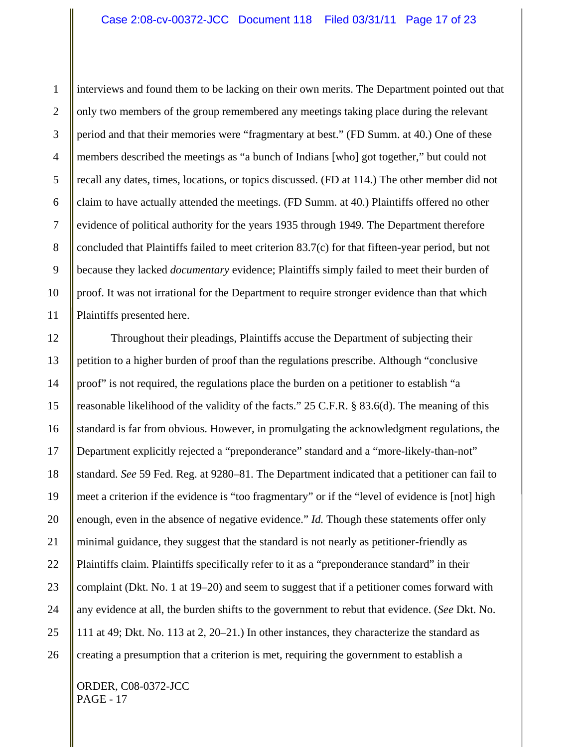interviews and found them to be lacking on their own merits. The Department pointed out that only two members of the group remembered any meetings taking place during the relevant period and that their memories were "fragmentary at best." (FD Summ. at 40.) One of these members described the meetings as "a bunch of Indians [who] got together," but could not recall any dates, times, locations, or topics discussed. (FD at 114.) The other member did not claim to have actually attended the meetings. (FD Summ. at 40.) Plaintiffs offered no other evidence of political authority for the years 1935 through 1949. The Department therefore concluded that Plaintiffs failed to meet criterion 83.7(c) for that fifteen-year period, but not because they lacked *documentary* evidence; Plaintiffs simply failed to meet their burden of proof. It was not irrational for the Department to require stronger evidence than that which Plaintiffs presented here.

Throughout their pleadings, Plaintiffs accuse the Department of subjecting their petition to a higher burden of proof than the regulations prescribe. Although "conclusive proof" is not required, the regulations place the burden on a petitioner to establish "a reasonable likelihood of the validity of the facts." 25 C.F.R. § 83.6(d). The meaning of this standard is far from obvious. However, in promulgating the acknowledgment regulations, the Department explicitly rejected a "preponderance" standard and a "more-likely-than-not" standard. *See* 59 Fed. Reg. at 9280–81. The Department indicated that a petitioner can fail to meet a criterion if the evidence is "too fragmentary" or if the "level of evidence is [not] high enough, even in the absence of negative evidence." *Id.* Though these statements offer only minimal guidance, they suggest that the standard is not nearly as petitioner-friendly as Plaintiffs claim. Plaintiffs specifically refer to it as a "preponderance standard" in their complaint (Dkt. No. 1 at 19–20) and seem to suggest that if a petitioner comes forward with any evidence at all, the burden shifts to the government to rebut that evidence. (*See* Dkt. No. 111 at 49; Dkt. No. 113 at 2, 20–21.) In other instances, they characterize the standard as creating a presumption that a criterion is met, requiring the government to establish a

ORDER, C08-0372-JCC
PAGE - 17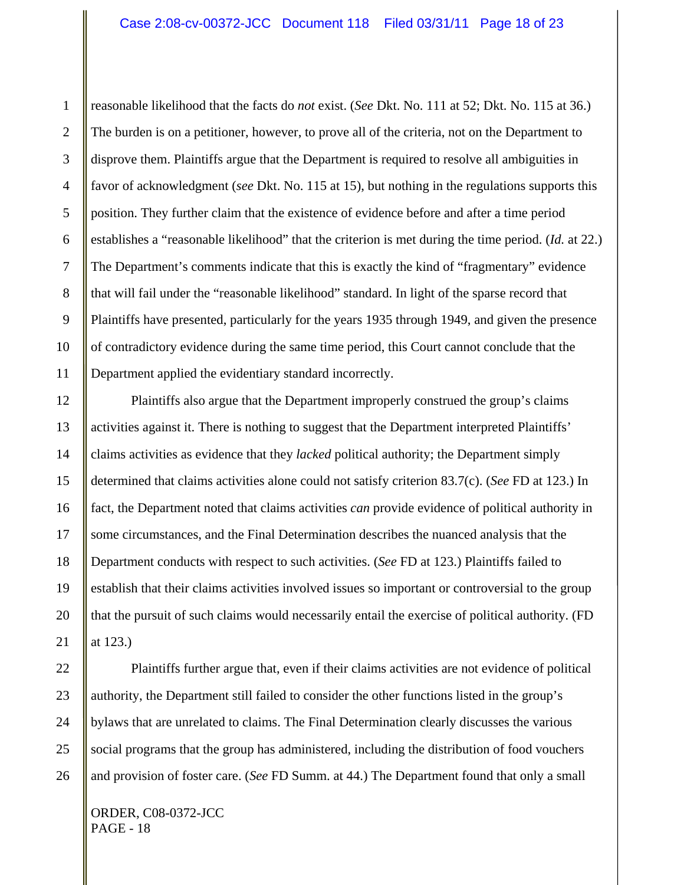reasonable likelihood that the facts do *not* exist. (*See* Dkt. No. 111 at 52; Dkt. No. 115 at 36.) The burden is on a petitioner, however, to prove all of the criteria, not on the Department to disprove them. Plaintiffs argue that the Department is required to resolve all ambiguities in favor of acknowledgment (*see* Dkt. No. 115 at 15), but nothing in the regulations supports this position. They further claim that the existence of evidence before and after a time period establishes a "reasonable likelihood" that the criterion is met during the time period. (*Id.* at 22.) The Department's comments indicate that this is exactly the kind of "fragmentary" evidence that will fail under the "reasonable likelihood" standard. In light of the sparse record that Plaintiffs have presented, particularly for the years 1935 through 1949, and given the presence of contradictory evidence during the same time period, this Court cannot conclude that the Department applied the evidentiary standard incorrectly.

Plaintiffs also argue that the Department improperly construed the group's claims activities against it. There is nothing to suggest that the Department interpreted Plaintiffs' claims activities as evidence that they *lacked* political authority; the Department simply determined that claims activities alone could not satisfy criterion 83.7(c). (*See* FD at 123.) In fact, the Department noted that claims activities *can* provide evidence of political authority in some circumstances, and the Final Determination describes the nuanced analysis that the Department conducts with respect to such activities. (*See* FD at 123.) Plaintiffs failed to establish that their claims activities involved issues so important or controversial to the group that the pursuit of such claims would necessarily entail the exercise of political authority. (FD at 123.)

Plaintiffs further argue that, even if their claims activities are not evidence of political authority, the Department still failed to consider the other functions listed in the group's bylaws that are unrelated to claims. The Final Determination clearly discusses the various social programs that the group has administered, including the distribution of food vouchers and provision of foster care. (*See* FD Summ. at 44.) The Department found that only a small

ORDER, C08-0372-JCC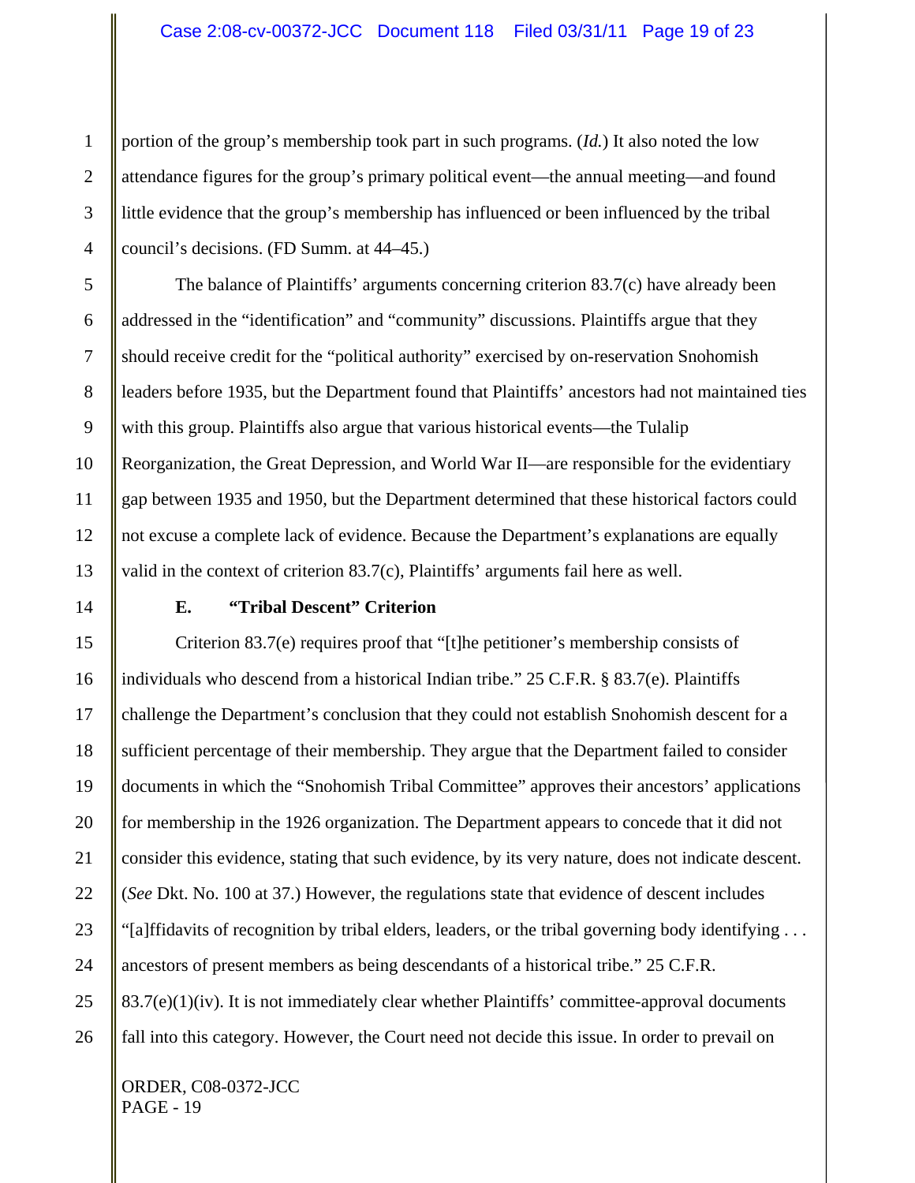portion of the group's membership took part in such programs. (*Id.*) It also noted the low attendance figures for the group's primary political event—the annual meeting—and found little evidence that the group's membership has influenced or been influenced by the tribal council's decisions. (FD Summ. at 44–45.)

The balance of Plaintiffs' arguments concerning criterion 83.7(c) have already been addressed in the "identification" and "community" discussions. Plaintiffs argue that they should receive credit for the "political authority" exercised by on-reservation Snohomish leaders before 1935, but the Department found that Plaintiffs' ancestors had not maintained ties with this group. Plaintiffs also argue that various historical events—the Tulalip Reorganization, the Great Depression, and World War II—are responsible for the evidentiary gap between 1935 and 1950, but the Department determined that these historical factors could not excuse a complete lack of evidence. Because the Department's explanations are equally valid in the context of criterion 83.7(c), Plaintiffs' arguments fail here as well.

**E. "Tribal Descent" Criterion**

Criterion 83.7(e) requires proof that "[t]he petitioner's membership consists of individuals who descend from a historical Indian tribe." 25 C.F.R. § 83.7(e). Plaintiffs challenge the Department's conclusion that they could not establish Snohomish descent for a sufficient percentage of their membership. They argue that the Department failed to consider documents in which the "Snohomish Tribal Committee" approves their ancestors' applications for membership in the 1926 organization. The Department appears to concede that it did not consider this evidence, stating that such evidence, by its very nature, does not indicate descent. (*See* Dkt. No. 100 at 37.) However, the regulations state that evidence of descent includes "[a]ffidavits of recognition by tribal elders, leaders, or the tribal governing body identifying . . . ancestors of present members as being descendants of a historical tribe." 25 C.F.R. 83.7(e)(1)(iv). It is not immediately clear whether Plaintiffs' committee-approval documents fall into this category. However, the Court need not decide this issue. In order to prevail on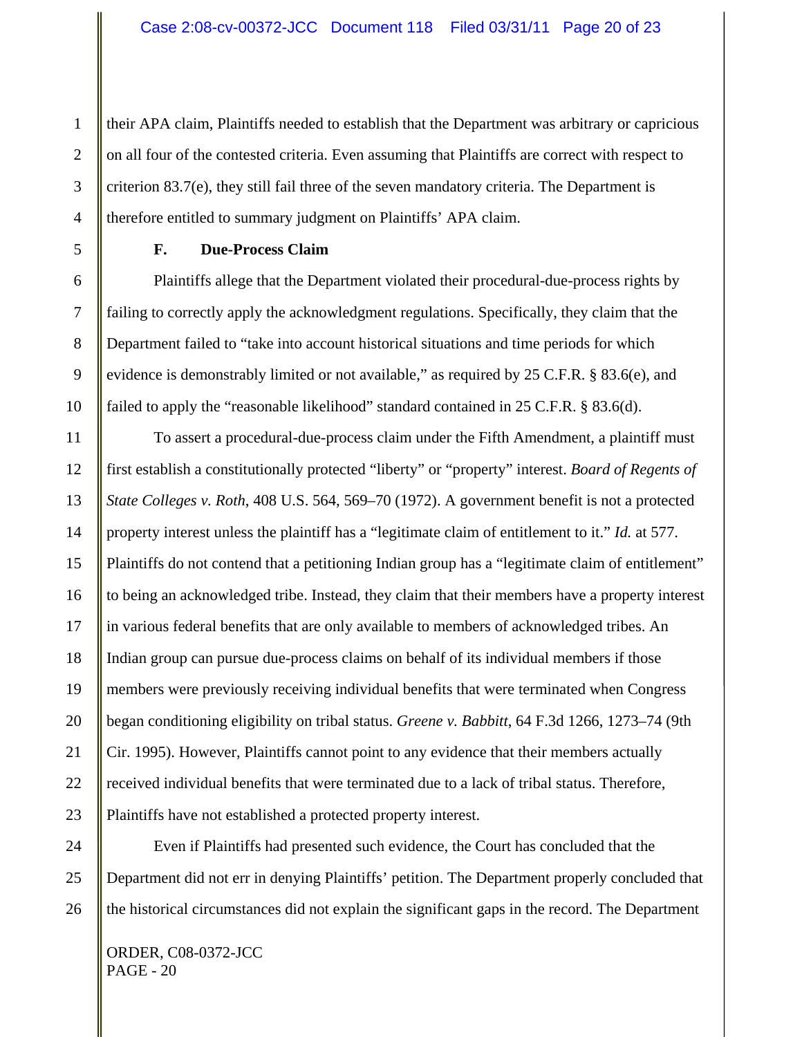their APA claim, Plaintiffs needed to establish that the Department was arbitrary or capricious on all four of the contested criteria. Even assuming that Plaintiffs are correct with respect to criterion 83.7(e), they still fail three of the seven mandatory criteria. The Department is therefore entitled to summary judgment on Plaintiffs' APA claim.

### F. Due-Process Claim

Plaintiffs allege that the Department violated their procedural-due-process rights by failing to correctly apply the acknowledgment regulations. Specifically, they claim that the Department failed to "take into account historical situations and time periods for which evidence is demonstrably limited or not available," as required by 25 C.F.R. § 83.6(e), and failed to apply the "reasonable likelihood" standard contained in 25 C.F.R. § 83.6(d).

To assert a procedural-due-process claim under the Fifth Amendment, a plaintiff must first establish a constitutionally protected "liberty" or "property" interest. *Board of Regents of State Colleges v. Roth*, 408 U.S. 564, 569–70 (1972). A government benefit is not a protected property interest unless the plaintiff has a "legitimate claim of entitlement to it." *Id.* at 577. Plaintiffs do not contend that a petitioning Indian group has a "legitimate claim of entitlement" to being an acknowledged tribe. Instead, they claim that their members have a property interest in various federal benefits that are only available to members of acknowledged tribes. An Indian group can pursue due-process claims on behalf of its individual members if those members were previously receiving individual benefits that were terminated when Congress began conditioning eligibility on tribal status. *Greene v. Babbitt*, 64 F.3d 1266, 1273–74 (9th Cir. 1995). However, Plaintiffs cannot point to any evidence that their members actually received individual benefits that were terminated due to a lack of tribal status. Therefore, Plaintiffs have not established a protected property interest.

Even if Plaintiffs had presented such evidence, the Court has concluded that the Department did not err in denying Plaintiffs' petition. The Department properly concluded that the historical circumstances did not explain the significant gaps in the record. The Department

ORDER, C08-0372-JCC
PAGE - 20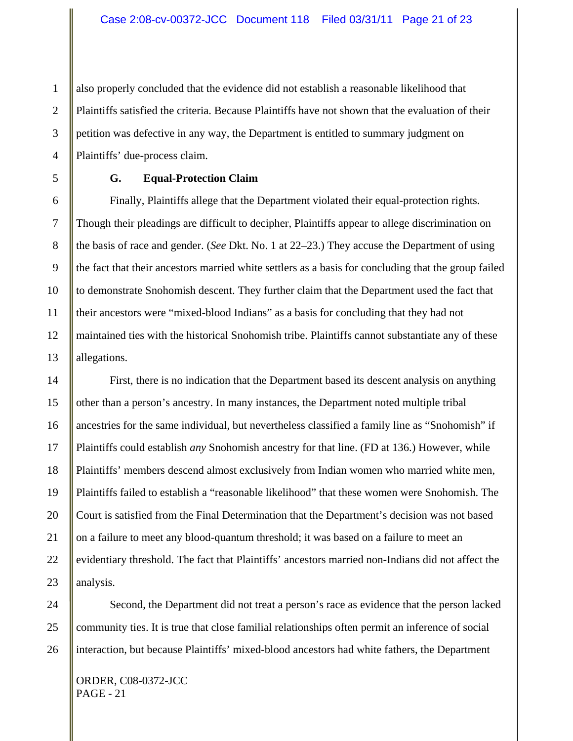also properly concluded that the evidence did not establish a reasonable likelihood that Plaintiffs satisfied the criteria. Because Plaintiffs have not shown that the evaluation of their petition was defective in any way, the Department is entitled to summary judgment on Plaintiffs' due-process claim.

### G. Equal-Protection Claim

Finally, Plaintiffs allege that the Department violated their equal-protection rights. Though their pleadings are difficult to decipher, Plaintiffs appear to allege discrimination on the basis of race and gender. (*See* Dkt. No. 1 at 22–23.) They accuse the Department of using the fact that their ancestors married white settlers as a basis for concluding that the group failed to demonstrate Snohomish descent. They further claim that the Department used the fact that their ancestors were "mixed-blood Indians" as a basis for concluding that they had not maintained ties with the historical Snohomish tribe. Plaintiffs cannot substantiate any of these allegations.

First, there is no indication that the Department based its descent analysis on anything other than a person's ancestry. In many instances, the Department noted multiple tribal ancestries for the same individual, but nevertheless classified a family line as "Snohomish" if Plaintiffs could establish *any* Snohomish ancestry for that line. (FD at 136.) However, while Plaintiffs' members descend almost exclusively from Indian women who married white men, Plaintiffs failed to establish a "reasonable likelihood" that these women were Snohomish. The Court is satisfied from the Final Determination that the Department's decision was not based on a failure to meet any blood-quantum threshold; it was based on a failure to meet an evidentiary threshold. The fact that Plaintiffs' ancestors married non-Indians did not affect the analysis.

Second, the Department did not treat a person's race as evidence that the person lacked community ties. It is true that close familial relationships often permit an inference of social interaction, but because Plaintiffs' mixed-blood ancestors had white fathers, the Department

ORDER, C08-0372-JCC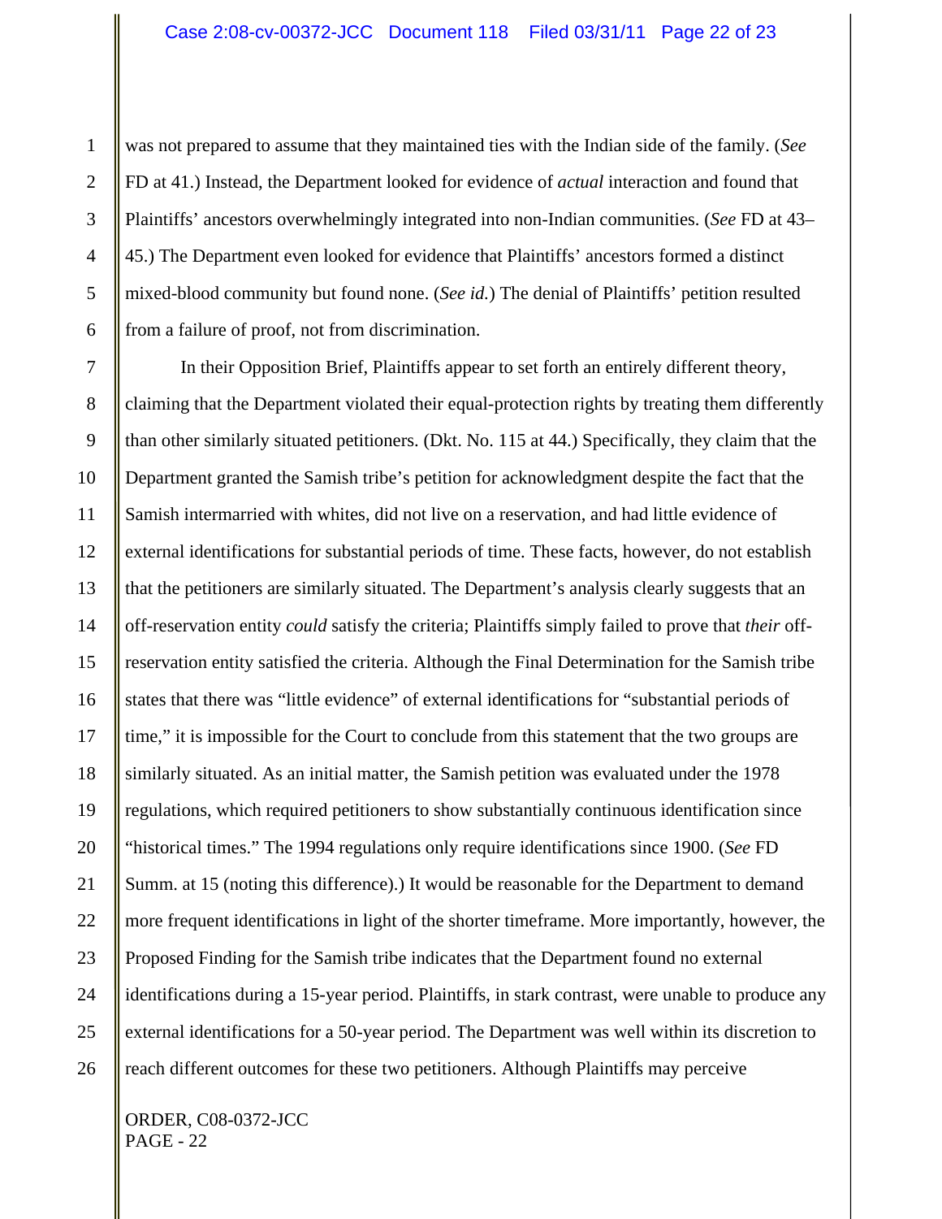was not prepared to assume that they maintained ties with the Indian side of the family. (*See* FD at 41.) Instead, the Department looked for evidence of *actual* interaction and found that Plaintiffs' ancestors overwhelmingly integrated into non-Indian communities. (*See* FD at 43–45.) The Department even looked for evidence that Plaintiffs' ancestors formed a distinct mixed-blood community but found none. (*See id.*) The denial of Plaintiffs' petition resulted from a failure of proof, not from discrimination.

In their Opposition Brief, Plaintiffs appear to set forth an entirely different theory, claiming that the Department violated their equal-protection rights by treating them differently than other similarly situated petitioners. (Dkt. No. 115 at 44.) Specifically, they claim that the Department granted the Samish tribe's petition for acknowledgment despite the fact that the Samish intermarried with whites, did not live on a reservation, and had little evidence of external identifications for substantial periods of time. These facts, however, do not establish that the petitioners are similarly situated. The Department's analysis clearly suggests that an off-reservation entity *could* satisfy the criteria; Plaintiffs simply failed to prove that *their* off-reservation entity satisfied the criteria. Although the Final Determination for the Samish tribe states that there was "little evidence" of external identifications for "substantial periods of time," it is impossible for the Court to conclude from this statement that the two groups are similarly situated. As an initial matter, the Samish petition was evaluated under the 1978 regulations, which required petitioners to show substantially continuous identification since "historical times." The 1994 regulations only require identifications since 1900. (*See* FD Summ. at 15 (noting this difference).) It would be reasonable for the Department to demand more frequent identifications in light of the shorter timeframe. More importantly, however, the Proposed Finding for the Samish tribe indicates that the Department found no external identifications during a 15-year period. Plaintiffs, in stark contrast, were unable to produce any external identifications for a 50-year period. The Department was well within its discretion to reach different outcomes for these two petitioners. Although Plaintiffs may perceive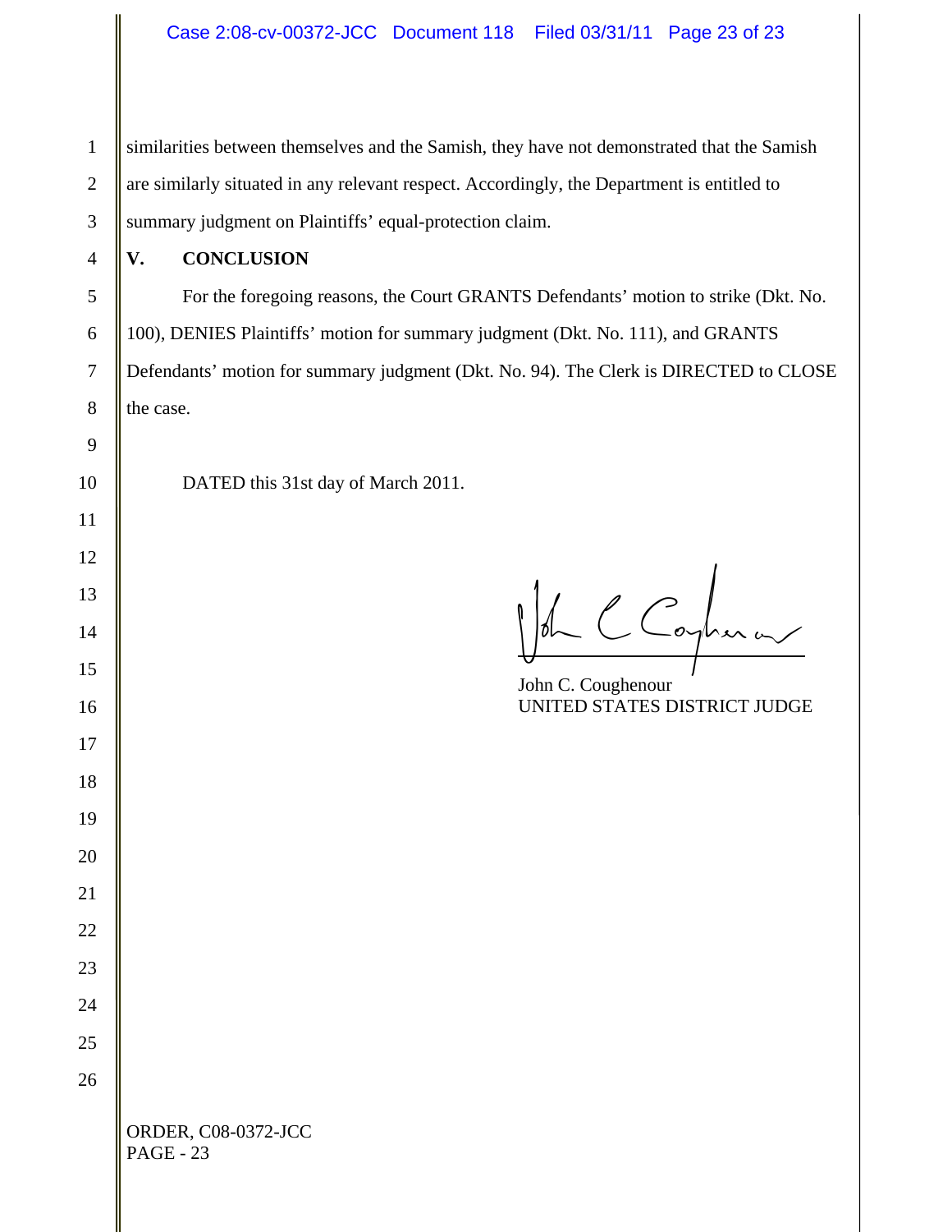similarities between themselves and the Samish, they have not demonstrated that the Samish are similarly situated in any relevant respect. Accordingly, the Department is entitled to summary judgment on Plaintiffs' equal-protection claim.

## V. CONCLUSION

For the foregoing reasons, the Court GRANTS Defendants' motion to strike (Dkt. No. 100), DENIES Plaintiffs' motion for summary judgment (Dkt. No. 111), and GRANTS Defendants' motion for summary judgment (Dkt. No. 94). The Clerk is DIRECTED to CLOSE the case.

DATED this 31st day of March 2011.

John C. Coughenour
UNITED STATES DISTRICT JUDGE

ORDER, C08-0372-JCC
PAGE - 23